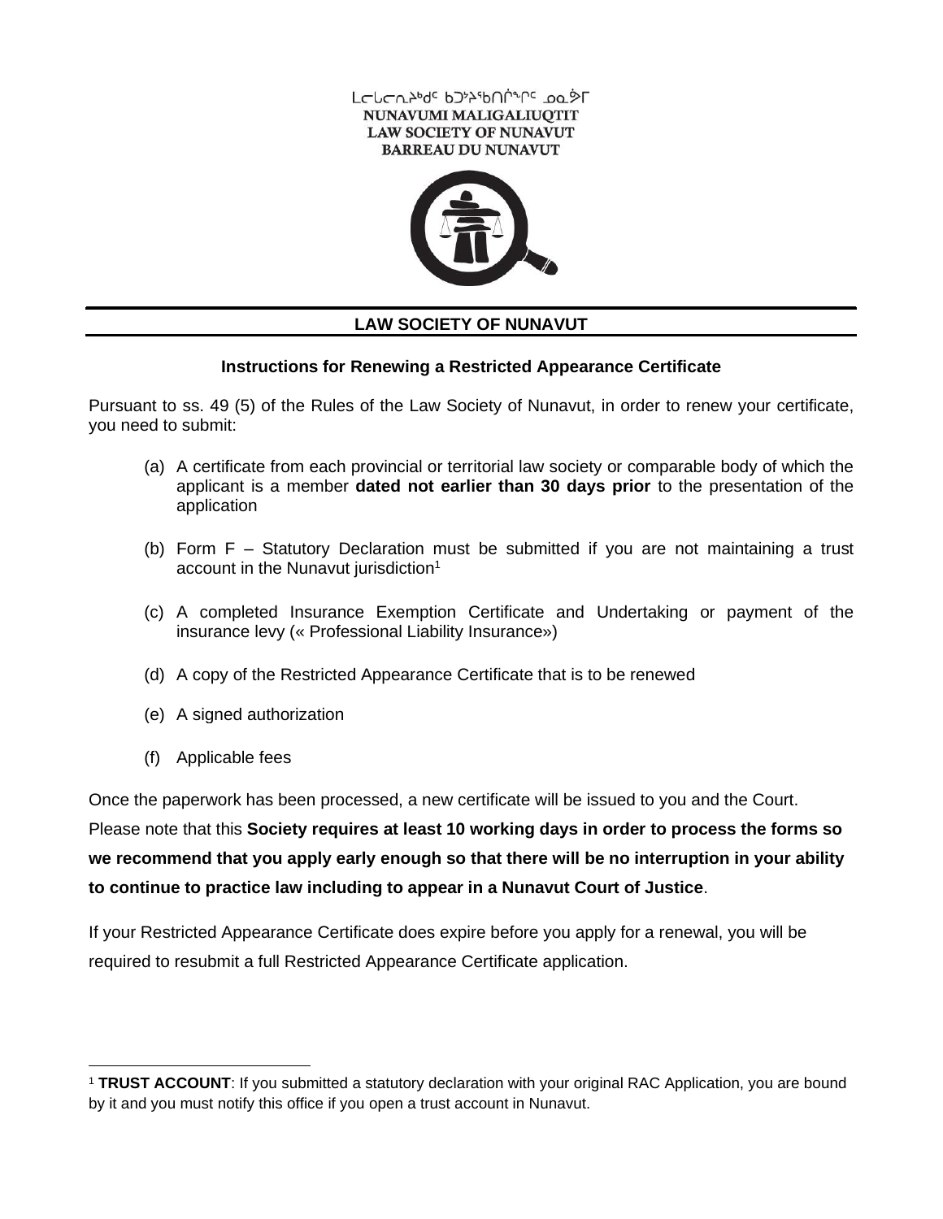ᓄᓇᕗᒥ ᒪᓕᒐᓕᐅᖅᑎᑦ ᑲᑐᔾᔨᖃᑎᒌᖏᑦ ᓄᓇᕗᒥ
NUNAVUMI MALIGALIUQTIT
LAW SOCIETY OF NUNAVUT
BARREAU DU NUNAVUT

# LAW SOCIETY OF NUNAVUT

## Instructions for Renewing a Restricted Appearance Certificate

Pursuant to ss. 49 (5) of the Rules of the Law Society of Nunavut, in order to renew your certificate, you need to submit:

(a) A certificate from each provincial or territorial law society or comparable body of which the applicant is a member **dated not earlier than 30 days prior** to the presentation of the application

(b) Form F – Statutory Declaration must be submitted if you are not maintaining a trust account in the Nunavut jurisdiction[1]

(c) A completed Insurance Exemption Certificate and Undertaking or payment of the insurance levy (« Professional Liability Insurance»)

(d) A copy of the Restricted Appearance Certificate that is to be renewed

(e) A signed authorization

(f) Applicable fees

Once the paperwork has been processed, a new certificate will be issued to you and the Court.

Please note that this **Society requires at least 10 working days in order to process the forms so we recommend that you apply early enough so that there will be no interruption in your ability to continue to practice law including to appear in a Nunavut Court of Justice**.

If your Restricted Appearance Certificate does expire before you apply for a renewal, you will be required to resubmit a full Restricted Appearance Certificate application.

[1] **TRUST ACCOUNT**: If you submitted a statutory declaration with your original RAC Application, you are bound by it and you must notify this office if you open a trust account in Nunavut.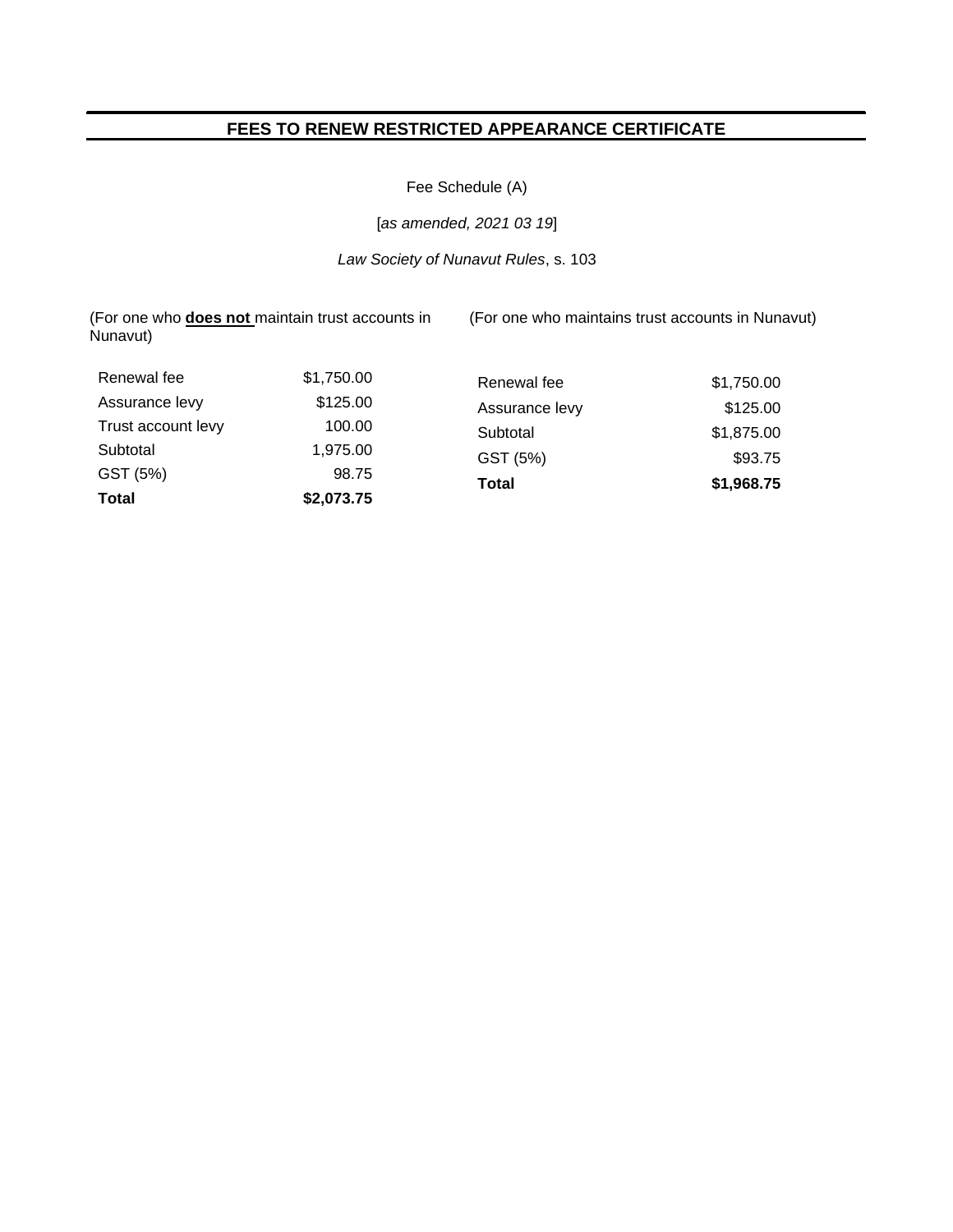## FEES TO RENEW RESTRICTED APPEARANCE CERTIFICATE

Fee Schedule (A)

[*as amended, 2021 03 19*]

*Law Society of Nunavut Rules*, s. 103

(For one who **does not** maintain trust accounts in Nunavut)

| | |
|---|---|
| Renewal fee | $1,750.00 |
| Assurance levy | $125.00 |
| Trust account levy | 100.00 |
| Subtotal | 1,975.00 |
| GST (5%) | 98.75 |
| **Total** | **$2,073.75** |

(For one who maintains trust accounts in Nunavut)

| | |
|---|---|
| Renewal fee | $1,750.00 |
| Assurance levy | $125.00 |
| Subtotal | $1,875.00 |
| GST (5%) | $93.75 |
| **Total** | **$1,968.75** |